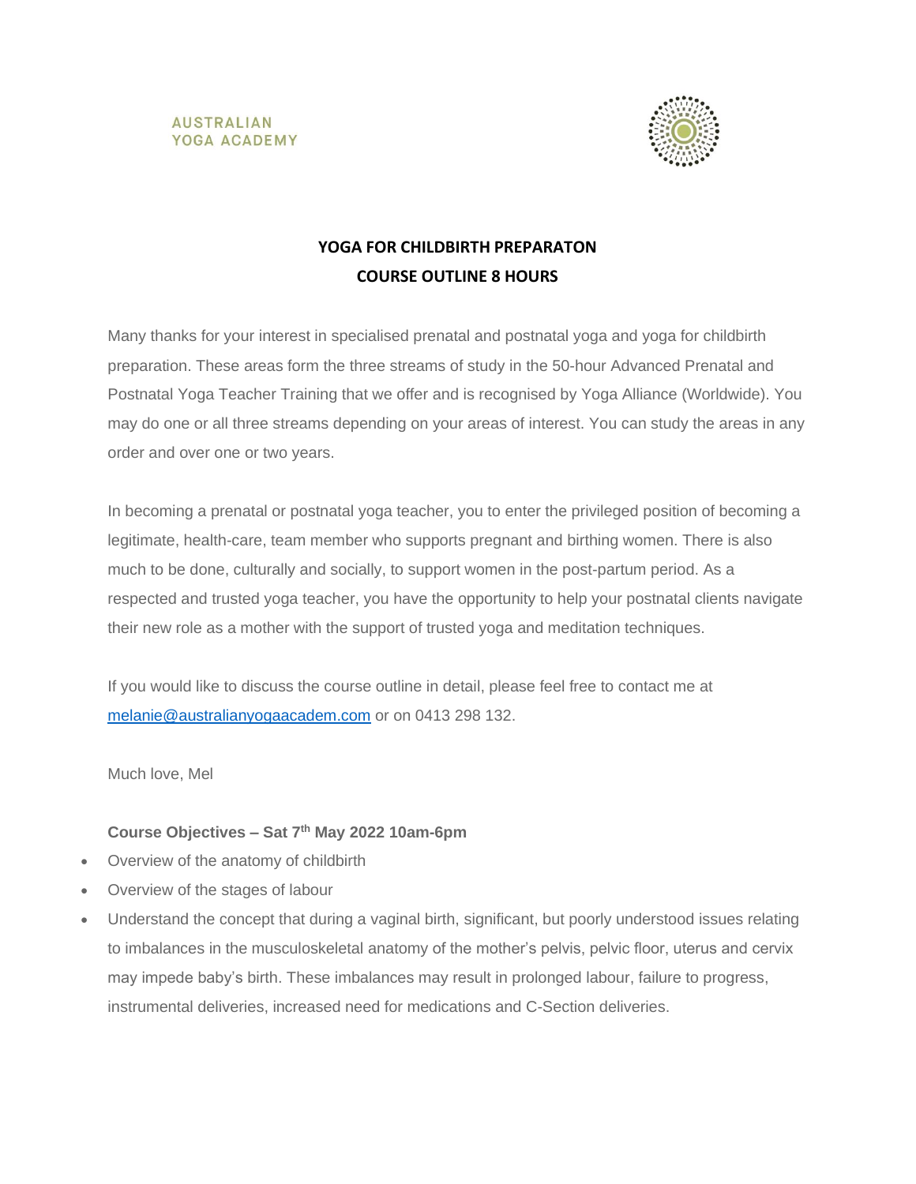AUSTRALIAN
YOGA ACADEMY

# YOGA FOR CHILDBIRTH PREPARATON
## COURSE OUTLINE 8 HOURS

Many thanks for your interest in specialised prenatal and postnatal yoga and yoga for childbirth preparation. These areas form the three streams of study in the 50-hour Advanced Prenatal and Postnatal Yoga Teacher Training that we offer and is recognised by Yoga Alliance (Worldwide). You may do one or all three streams depending on your areas of interest. You can study the areas in any order and over one or two years.

In becoming a prenatal or postnatal yoga teacher, you to enter the privileged position of becoming a legitimate, health-care, team member who supports pregnant and birthing women. There is also much to be done, culturally and socially, to support women in the post-partum period. As a respected and trusted yoga teacher, you have the opportunity to help your postnatal clients navigate their new role as a mother with the support of trusted yoga and meditation techniques.

If you would like to discuss the course outline in detail, please feel free to contact me at melanie@australianyogaacadem.com or on 0413 298 132.

Much love, Mel

**Course Objectives – Sat 7th May 2022 10am-6pm**

- Overview of the anatomy of childbirth
- Overview of the stages of labour
- Understand the concept that during a vaginal birth, significant, but poorly understood issues relating to imbalances in the musculoskeletal anatomy of the mother's pelvis, pelvic floor, uterus and cervix may impede baby's birth. These imbalances may result in prolonged labour, failure to progress, instrumental deliveries, increased need for medications and C-Section deliveries.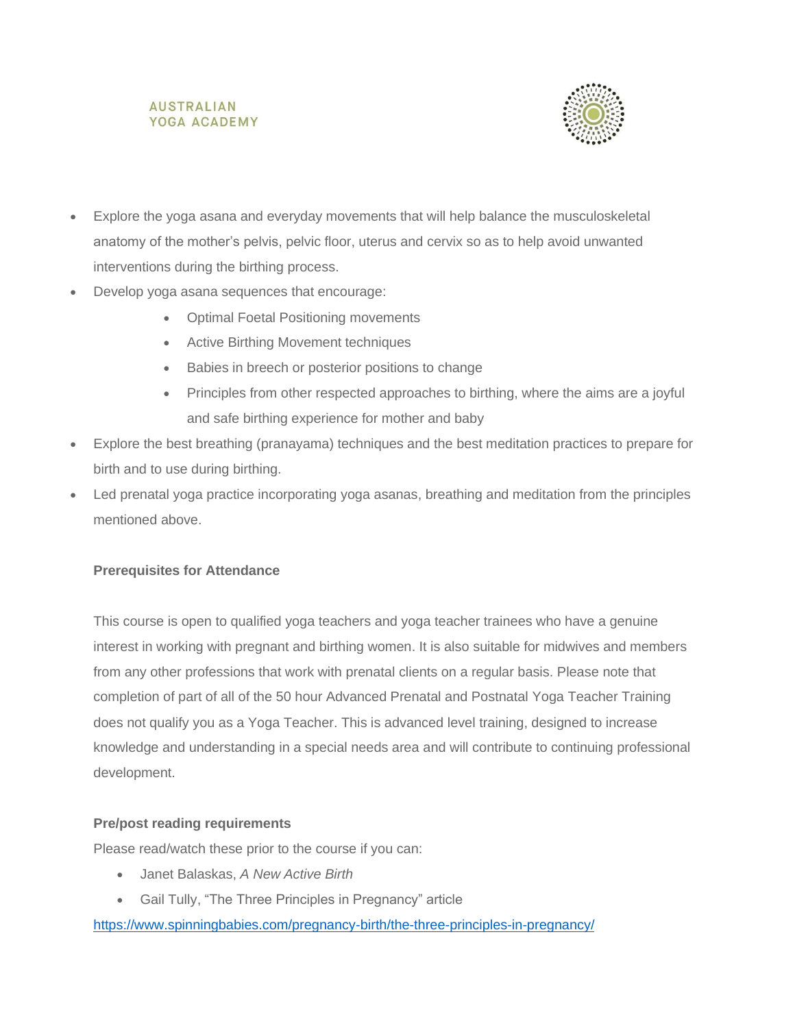- Explore the yoga asana and everyday movements that will help balance the musculoskeletal anatomy of the mother's pelvis, pelvic floor, uterus and cervix so as to help avoid unwanted interventions during the birthing process.
- Develop yoga asana sequences that encourage:
    - Optimal Foetal Positioning movements
    - Active Birthing Movement techniques
    - Babies in breech or posterior positions to change
    - Principles from other respected approaches to birthing, where the aims are a joyful and safe birthing experience for mother and baby
- Explore the best breathing (pranayama) techniques and the best meditation practices to prepare for birth and to use during birthing.
- Led prenatal yoga practice incorporating yoga asanas, breathing and meditation from the principles mentioned above.

**Prerequisites for Attendance**

This course is open to qualified yoga teachers and yoga teacher trainees who have a genuine interest in working with pregnant and birthing women. It is also suitable for midwives and members from any other professions that work with prenatal clients on a regular basis. Please note that completion of part of all of the 50 hour Advanced Prenatal and Postnatal Yoga Teacher Training does not qualify you as a Yoga Teacher. This is advanced level training, designed to increase knowledge and understanding in a special needs area and will contribute to continuing professional development.

**Pre/post reading requirements**

Please read/watch these prior to the course if you can:

- Janet Balaskas, *A New Active Birth*
- Gail Tully, "The Three Principles in Pregnancy" article

https://www.spinningbabies.com/pregnancy-birth/the-three-principles-in-pregnancy/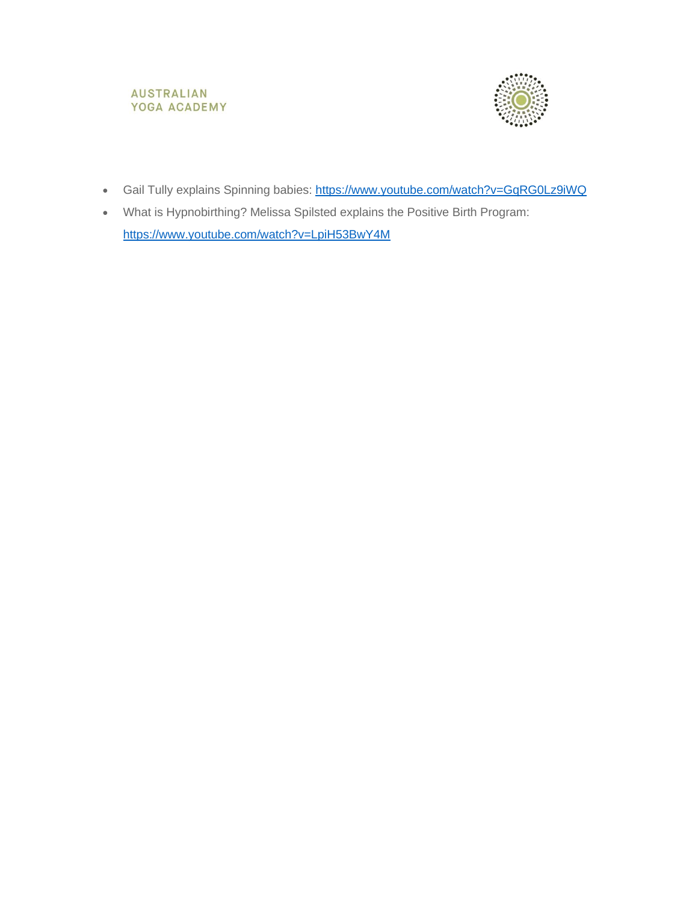- Gail Tully explains Spinning babies: https://www.youtube.com/watch?v=GqRG0Lz9iWQ
- What is Hypnobirthing? Melissa Spilsted explains the Positive Birth Program: https://www.youtube.com/watch?v=LpiH53BwY4M